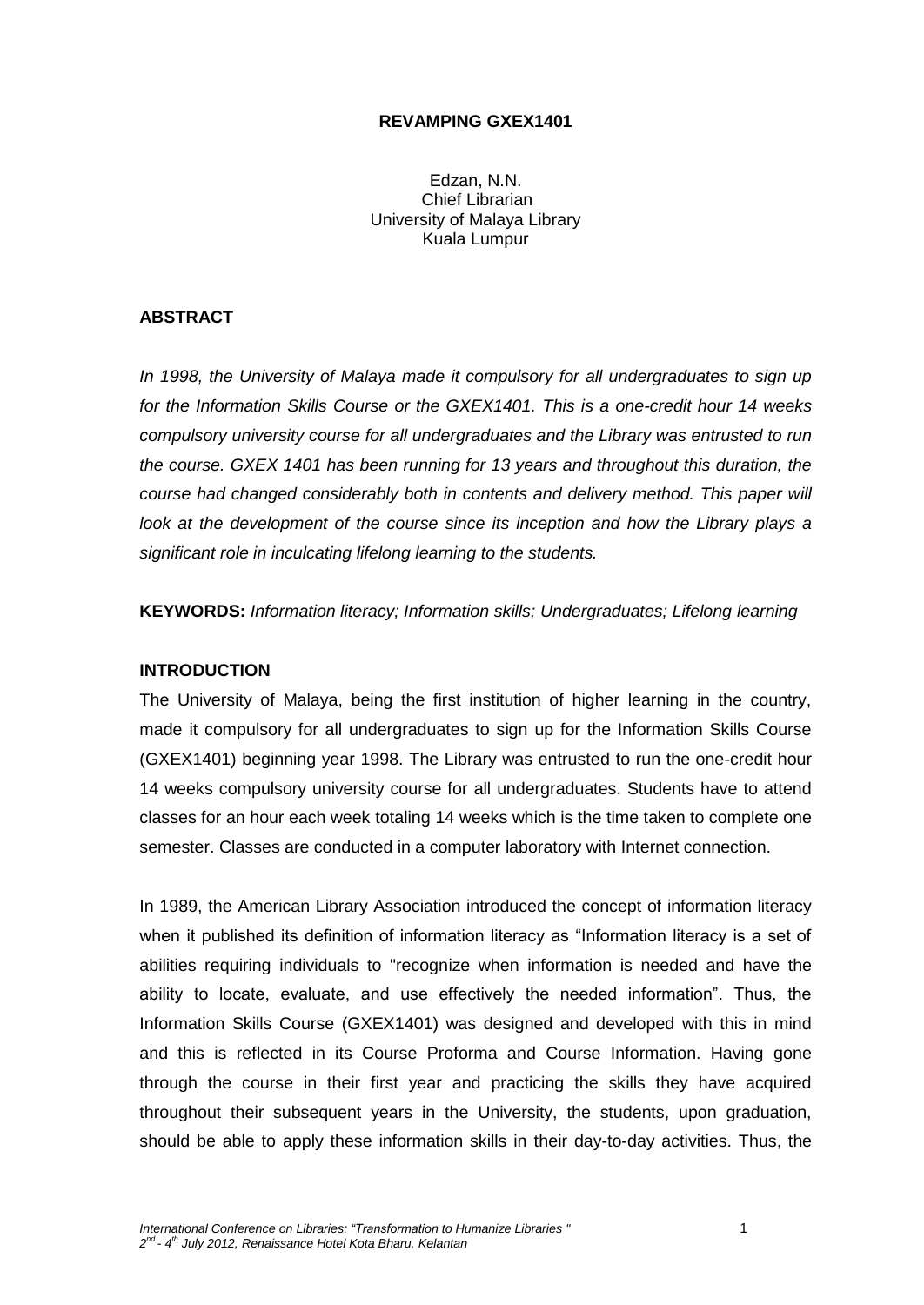# REVAMPING GXEX1401

Edzan, N.N.
Chief Librarian
University of Malaya Library
Kuala Lumpur

## ABSTRACT

*In 1998, the University of Malaya made it compulsory for all undergraduates to sign up for the Information Skills Course or the GXEX1401. This is a one-credit hour 14 weeks compulsory university course for all undergraduates and the Library was entrusted to run the course. GXEX 1401 has been running for 13 years and throughout this duration, the course had changed considerably both in contents and delivery method. This paper will look at the development of the course since its inception and how the Library plays a significant role in inculcating lifelong learning to the students.*

**KEYWORDS:** *Information literacy; Information skills; Undergraduates; Lifelong learning*

## INTRODUCTION

The University of Malaya, being the first institution of higher learning in the country, made it compulsory for all undergraduates to sign up for the Information Skills Course (GXEX1401) beginning year 1998. The Library was entrusted to run the one-credit hour 14 weeks compulsory university course for all undergraduates. Students have to attend classes for an hour each week totaling 14 weeks which is the time taken to complete one semester. Classes are conducted in a computer laboratory with Internet connection.

In 1989, the American Library Association introduced the concept of information literacy when it published its definition of information literacy as "Information literacy is a set of abilities requiring individuals to "recognize when information is needed and have the ability to locate, evaluate, and use effectively the needed information". Thus, the Information Skills Course (GXEX1401) was designed and developed with this in mind and this is reflected in its Course Proforma and Course Information. Having gone through the course in their first year and practicing the skills they have acquired throughout their subsequent years in the University, the students, upon graduation, should be able to apply these information skills in their day-to-day activities. Thus, the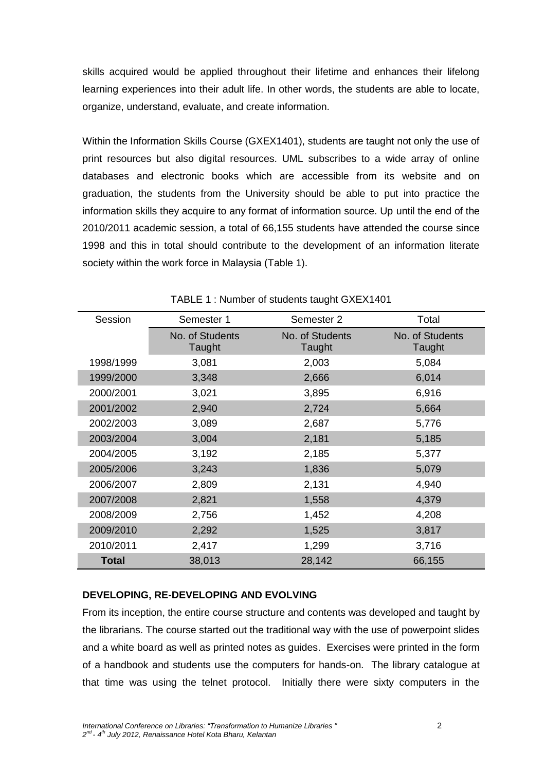skills acquired would be applied throughout their lifetime and enhances their lifelong learning experiences into their adult life. In other words, the students are able to locate, organize, understand, evaluate, and create information.

Within the Information Skills Course (GXEX1401), students are taught not only the use of print resources but also digital resources. UML subscribes to a wide array of online databases and electronic books which are accessible from its website and on graduation, the students from the University should be able to put into practice the information skills they acquire to any format of information source. Up until the end of the 2010/2011 academic session, a total of 66,155 students have attended the course since 1998 and this in total should contribute to the development of an information literate society within the work force in Malaysia (Table 1).

TABLE 1 : Number of students taught GXEX1401

| Session | Semester 1 | Semester 2 | Total |
|---|---|---|---|
| | No. of Students Taught | No. of Students Taught | No. of Students Taught |
| 1998/1999 | 3,081 | 2,003 | 5,084 |
| 1999/2000 | 3,348 | 2,666 | 6,014 |
| 2000/2001 | 3,021 | 3,895 | 6,916 |
| 2001/2002 | 2,940 | 2,724 | 5,664 |
| 2002/2003 | 3,089 | 2,687 | 5,776 |
| 2003/2004 | 3,004 | 2,181 | 5,185 |
| 2004/2005 | 3,192 | 2,185 | 5,377 |
| 2005/2006 | 3,243 | 1,836 | 5,079 |
| 2006/2007 | 2,809 | 2,131 | 4,940 |
| 2007/2008 | 2,821 | 1,558 | 4,379 |
| 2008/2009 | 2,756 | 1,452 | 4,208 |
| 2009/2010 | 2,292 | 1,525 | 3,817 |
| 2010/2011 | 2,417 | 1,299 | 3,716 |
| **Total** | 38,013 | 28,142 | 66,155 |

**DEVELOPING, RE-DEVELOPING AND EVOLVING**

From its inception, the entire course structure and contents was developed and taught by the librarians. The course started out the traditional way with the use of powerpoint slides and a white board as well as printed notes as guides. Exercises were printed in the form of a handbook and students use the computers for hands-on. The library catalogue at that time was using the telnet protocol. Initially there were sixty computers in the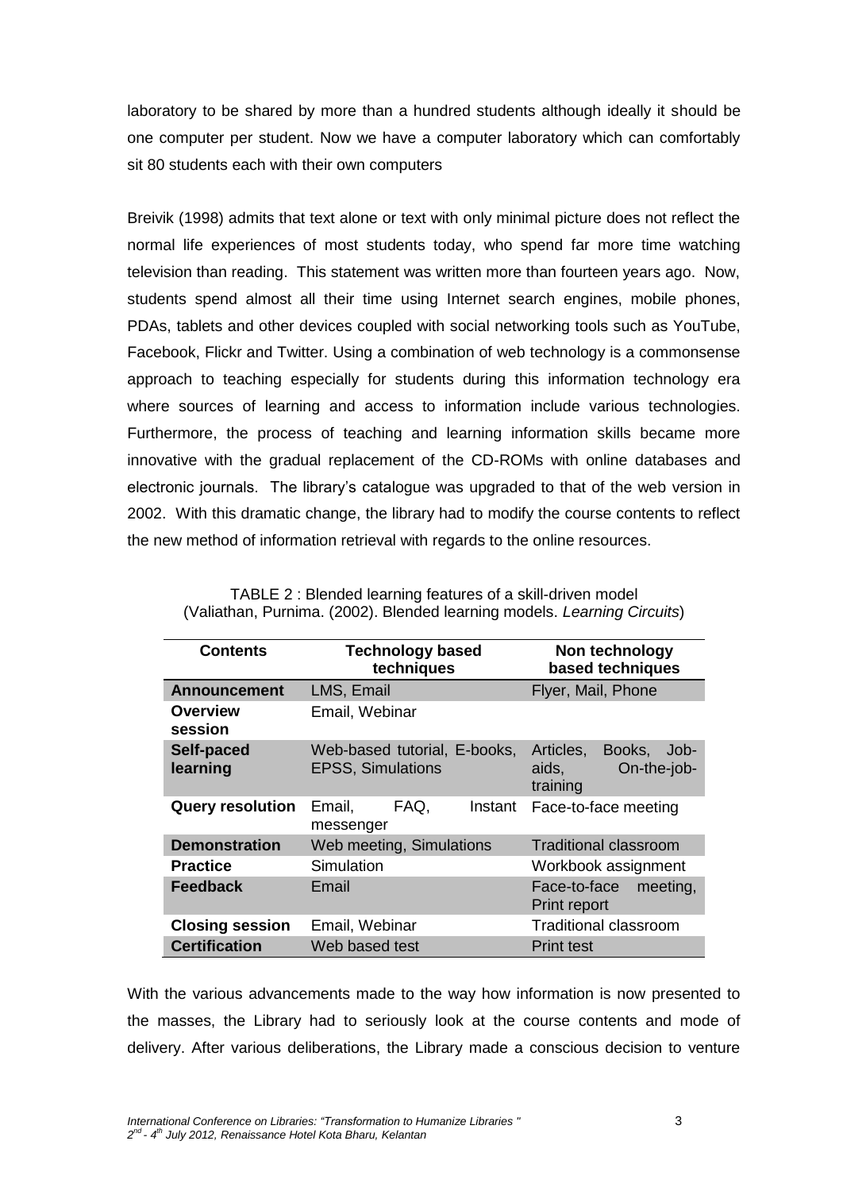laboratory to be shared by more than a hundred students although ideally it should be one computer per student. Now we have a computer laboratory which can comfortably sit 80 students each with their own computers

Breivik (1998) admits that text alone or text with only minimal picture does not reflect the normal life experiences of most students today, who spend far more time watching television than reading. This statement was written more than fourteen years ago. Now, students spend almost all their time using Internet search engines, mobile phones, PDAs, tablets and other devices coupled with social networking tools such as YouTube, Facebook, Flickr and Twitter. Using a combination of web technology is a commonsense approach to teaching especially for students during this information technology era where sources of learning and access to information include various technologies. Furthermore, the process of teaching and learning information skills became more innovative with the gradual replacement of the CD-ROMs with online databases and electronic journals. The library's catalogue was upgraded to that of the web version in 2002. With this dramatic change, the library had to modify the course contents to reflect the new method of information retrieval with regards to the online resources.

TABLE 2 : Blended learning features of a skill-driven model
(Valiathan, Purnima. (2002). Blended learning models. *Learning Circuits*)

| Contents | Technology based techniques | Non technology based techniques |
|---|---|---|
| **Announcement** | LMS, Email | Flyer, Mail, Phone |
| **Overview session** | Email, Webinar | |
| **Self-paced learning** | Web-based tutorial, E-books, EPSS, Simulations | Articles, Books, Job-aids, On-the-job-training |
| **Query resolution** | Email, FAQ, Instant messenger | Face-to-face meeting |
| **Demonstration** | Web meeting, Simulations | Traditional classroom |
| **Practice** | Simulation | Workbook assignment |
| **Feedback** | Email | Face-to-face meeting, Print report |
| **Closing session** | Email, Webinar | Traditional classroom |
| **Certification** | Web based test | Print test |

With the various advancements made to the way how information is now presented to the masses, the Library had to seriously look at the course contents and mode of delivery. After various deliberations, the Library made a conscious decision to venture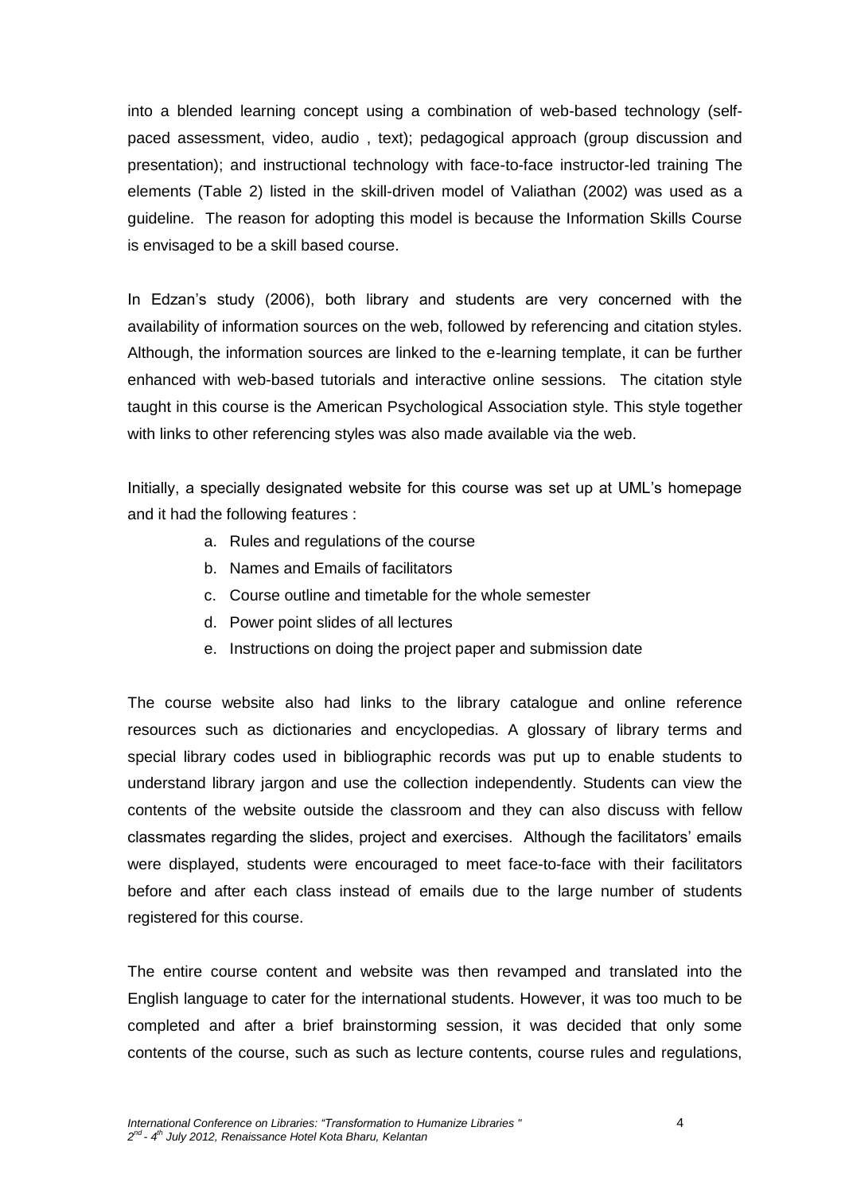into a blended learning concept using a combination of web-based technology (self-paced assessment, video, audio , text); pedagogical approach (group discussion and presentation); and instructional technology with face-to-face instructor-led training The elements (Table 2) listed in the skill-driven model of Valiathan (2002) was used as a guideline. The reason for adopting this model is because the Information Skills Course is envisaged to be a skill based course.

In Edzan's study (2006), both library and students are very concerned with the availability of information sources on the web, followed by referencing and citation styles. Although, the information sources are linked to the e-learning template, it can be further enhanced with web-based tutorials and interactive online sessions. The citation style taught in this course is the American Psychological Association style. This style together with links to other referencing styles was also made available via the web.

Initially, a specially designated website for this course was set up at UML's homepage and it had the following features :

a. Rules and regulations of the course
b. Names and Emails of facilitators
c. Course outline and timetable for the whole semester
d. Power point slides of all lectures
e. Instructions on doing the project paper and submission date

The course website also had links to the library catalogue and online reference resources such as dictionaries and encyclopedias. A glossary of library terms and special library codes used in bibliographic records was put up to enable students to understand library jargon and use the collection independently. Students can view the contents of the website outside the classroom and they can also discuss with fellow classmates regarding the slides, project and exercises. Although the facilitators' emails were displayed, students were encouraged to meet face-to-face with their facilitators before and after each class instead of emails due to the large number of students registered for this course.

The entire course content and website was then revamped and translated into the English language to cater for the international students. However, it was too much to be completed and after a brief brainstorming session, it was decided that only some contents of the course, such as such as lecture contents, course rules and regulations,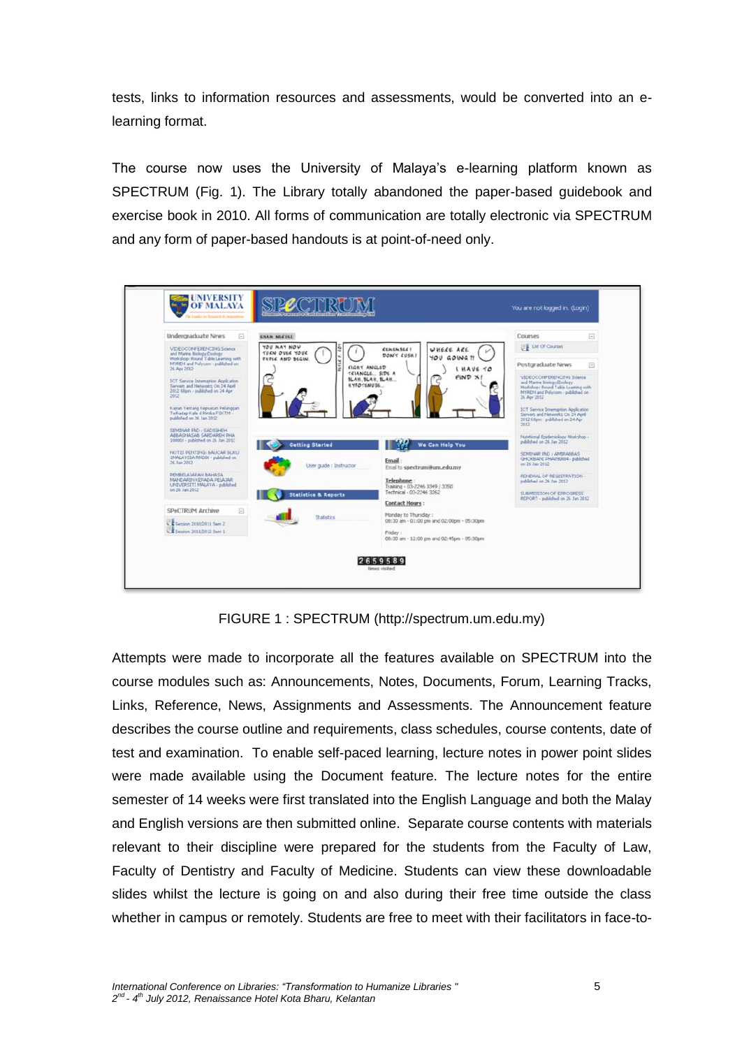tests, links to information resources and assessments, would be converted into an e-learning format.

The course now uses the University of Malaya's e-learning platform known as SPECTRUM (Fig. 1). The Library totally abandoned the paper-based guidebook and exercise book in 2010. All forms of communication are totally electronic via SPECTRUM and any form of paper-based handouts is at point-of-need only.

FIGURE 1 : SPECTRUM (http://spectrum.um.edu.my)

Attempts were made to incorporate all the features available on SPECTRUM into the course modules such as: Announcements, Notes, Documents, Forum, Learning Tracks, Links, Reference, News, Assignments and Assessments. The Announcement feature describes the course outline and requirements, class schedules, course contents, date of test and examination. To enable self-paced learning, lecture notes in power point slides were made available using the Document feature. The lecture notes for the entire semester of 14 weeks were first translated into the English Language and both the Malay and English versions are then submitted online. Separate course contents with materials relevant to their discipline were prepared for the students from the Faculty of Law, Faculty of Dentistry and Faculty of Medicine. Students can view these downloadable slides whilst the lecture is going on and also during their free time outside the class whether in campus or remotely. Students are free to meet with their facilitators in face-to-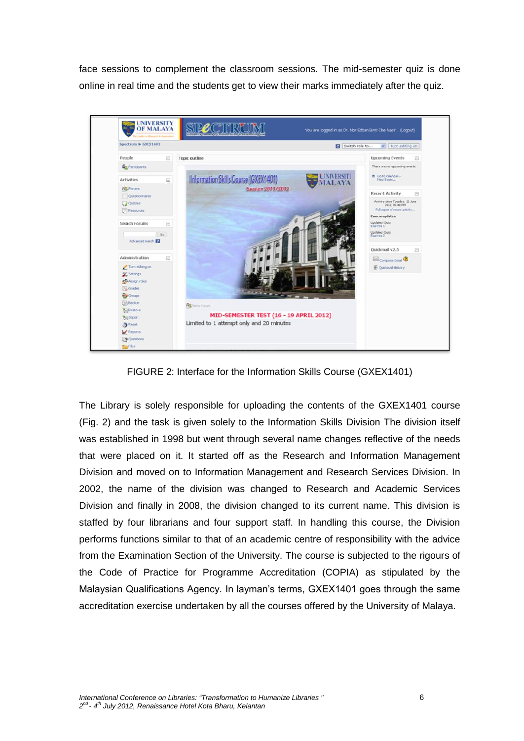face sessions to complement the classroom sessions. The mid-semester quiz is done online in real time and the students get to view their marks immediately after the quiz.

FIGURE 2: Interface for the Information Skills Course (GXEX1401)

The Library is solely responsible for uploading the contents of the GXEX1401 course (Fig. 2) and the task is given solely to the Information Skills Division The division itself was established in 1998 but went through several name changes reflective of the needs that were placed on it. It started off as the Research and Information Management Division and moved on to Information Management and Research Services Division. In 2002, the name of the division was changed to Research and Academic Services Division and finally in 2008, the division changed to its current name. This division is staffed by four librarians and four support staff. In handling this course, the Division performs functions similar to that of an academic centre of responsibility with the advice from the Examination Section of the University. The course is subjected to the rigours of the Code of Practice for Programme Accreditation (COPIA) as stipulated by the Malaysian Qualifications Agency. In layman's terms, GXEX1401 goes through the same accreditation exercise undertaken by all the courses offered by the University of Malaya.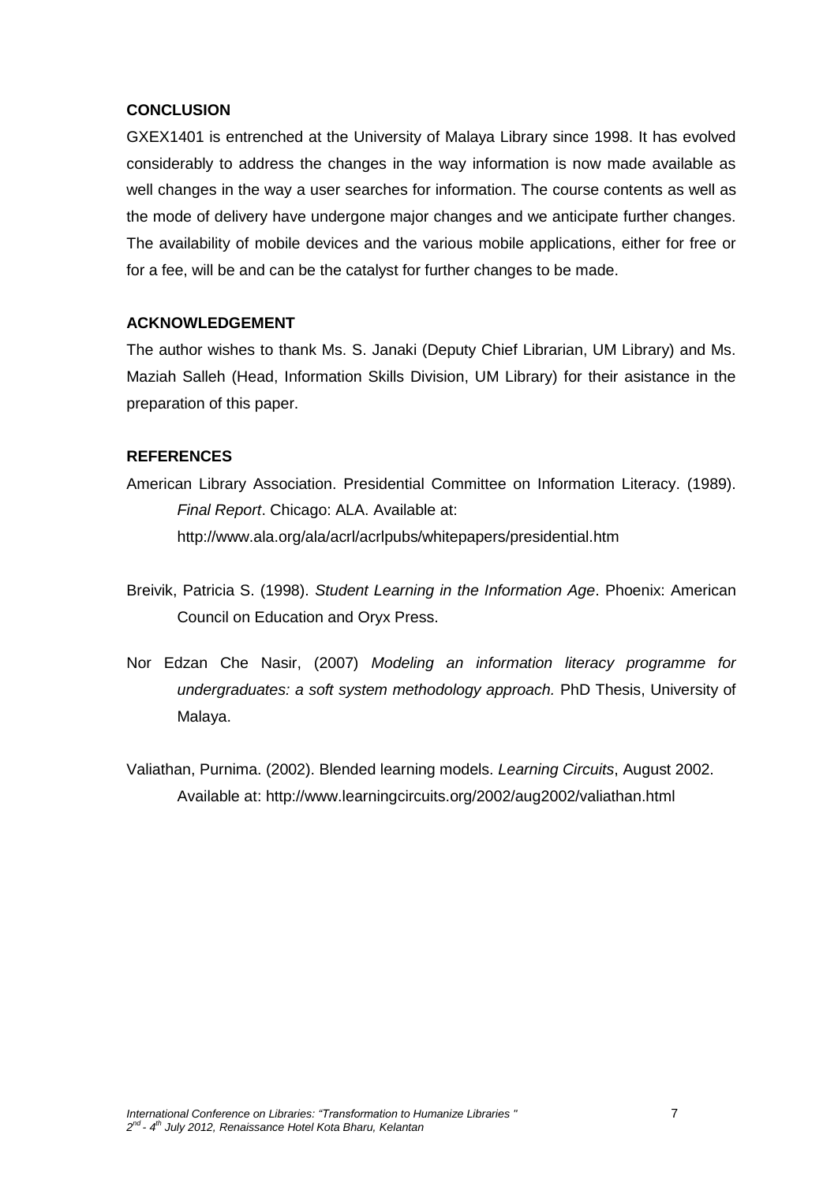## CONCLUSION

GXEX1401 is entrenched at the University of Malaya Library since 1998. It has evolved considerably to address the changes in the way information is now made available as well changes in the way a user searches for information. The course contents as well as the mode of delivery have undergone major changes and we anticipate further changes. The availability of mobile devices and the various mobile applications, either for free or for a fee, will be and can be the catalyst for further changes to be made.

## ACKNOWLEDGEMENT

The author wishes to thank Ms. S. Janaki (Deputy Chief Librarian, UM Library) and Ms. Maziah Salleh (Head, Information Skills Division, UM Library) for their asistance in the preparation of this paper.

## REFERENCES

American Library Association. Presidential Committee on Information Literacy. (1989). *Final Report*. Chicago: ALA. Available at: http://www.ala.org/ala/acrl/acrlpubs/whitepapers/presidential.htm

Breivik, Patricia S. (1998). *Student Learning in the Information Age*. Phoenix: American Council on Education and Oryx Press.

Nor Edzan Che Nasir, (2007) *Modeling an information literacy programme for undergraduates: a soft system methodology approach.* PhD Thesis, University of Malaya.

Valiathan, Purnima. (2002). Blended learning models. *Learning Circuits*, August 2002. Available at: http://www.learningcircuits.org/2002/aug2002/valiathan.html